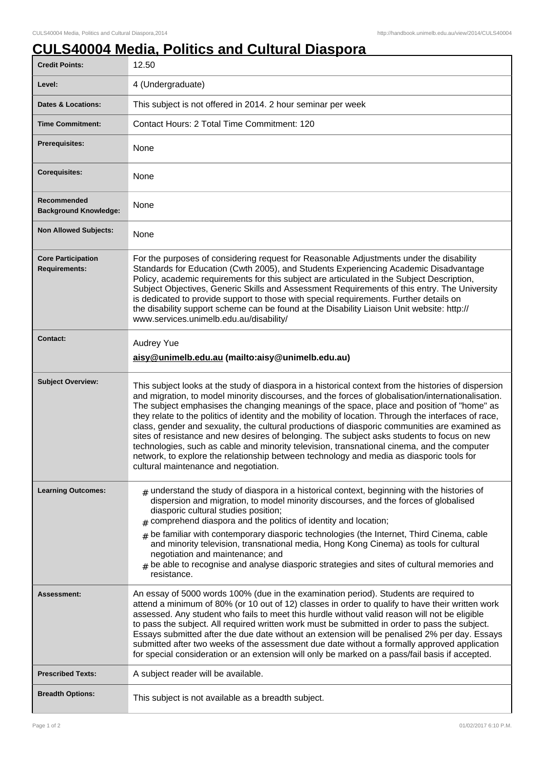# CULS40004 Media, Politics and Cultural Diaspora

| | |
|---|---|
| **Credit Points:** | 12.50 |
| **Level:** | 4 (Undergraduate) |
| **Dates & Locations:** | This subject is not offered in 2014. 2 hour seminar per week |
| **Time Commitment:** | Contact Hours: 2 Total Time Commitment: 120 |
| **Prerequisites:** | None |
| **Corequisites:** | None |
| **Recommended Background Knowledge:** | None |
| **Non Allowed Subjects:** | None |
| **Core Participation Requirements:** | For the purposes of considering request for Reasonable Adjustments under the disability Standards for Education (Cwth 2005), and Students Experiencing Academic Disadvantage Policy, academic requirements for this subject are articulated in the Subject Description, Subject Objectives, Generic Skills and Assessment Requirements of this entry. The University is dedicated to provide support to those with special requirements. Further details on the disability support scheme can be found at the Disability Liaison Unit website: http://www.services.unimelb.edu.au/disability/ |
| **Contact:** | Audrey Yue<br>**aisy@unimelb.edu.au (mailto:aisy@unimelb.edu.au)** |
| **Subject Overview:** | This subject looks at the study of diaspora in a historical context from the histories of dispersion and migration, to model minority discourses, and the forces of globalisation/internationalisation. The subject emphasises the changing meanings of the space, place and position of "home" as they relate to the politics of identity and the mobility of location. Through the interfaces of race, class, gender and sexuality, the cultural productions of diasporic communities are examined as sites of resistance and new desires of belonging. The subject asks students to focus on new technologies, such as cable and minority television, transnational cinema, and the computer network, to explore the relationship between technology and media as diasporic tools for cultural maintenance and negotiation. |
| **Learning Outcomes:** | # understand the study of diaspora in a historical context, beginning with the histories of dispersion and migration, to model minority discourses, and the forces of globalised diasporic cultural studies position;<br># comprehend diaspora and the politics of identity and location;<br># be familiar with contemporary diasporic technologies (the Internet, Third Cinema, cable and minority television, transnational media, Hong Kong Cinema) as tools for cultural negotiation and maintenance; and<br># be able to recognise and analyse diasporic strategies and sites of cultural memories and resistance. |
| **Assessment:** | An essay of 5000 words 100% (due in the examination period). Students are required to attend a minimum of 80% (or 10 out of 12) classes in order to qualify to have their written work assessed. Any student who fails to meet this hurdle without valid reason will not be eligible to pass the subject. All required written work must be submitted in order to pass the subject. Essays submitted after the due date without an extension will be penalised 2% per day. Essays submitted after two weeks of the assessment due date without a formally approved application for special consideration or an extension will only be marked on a pass/fail basis if accepted. |
| **Prescribed Texts:** | A subject reader will be available. |
| **Breadth Options:** | This subject is not available as a breadth subject. |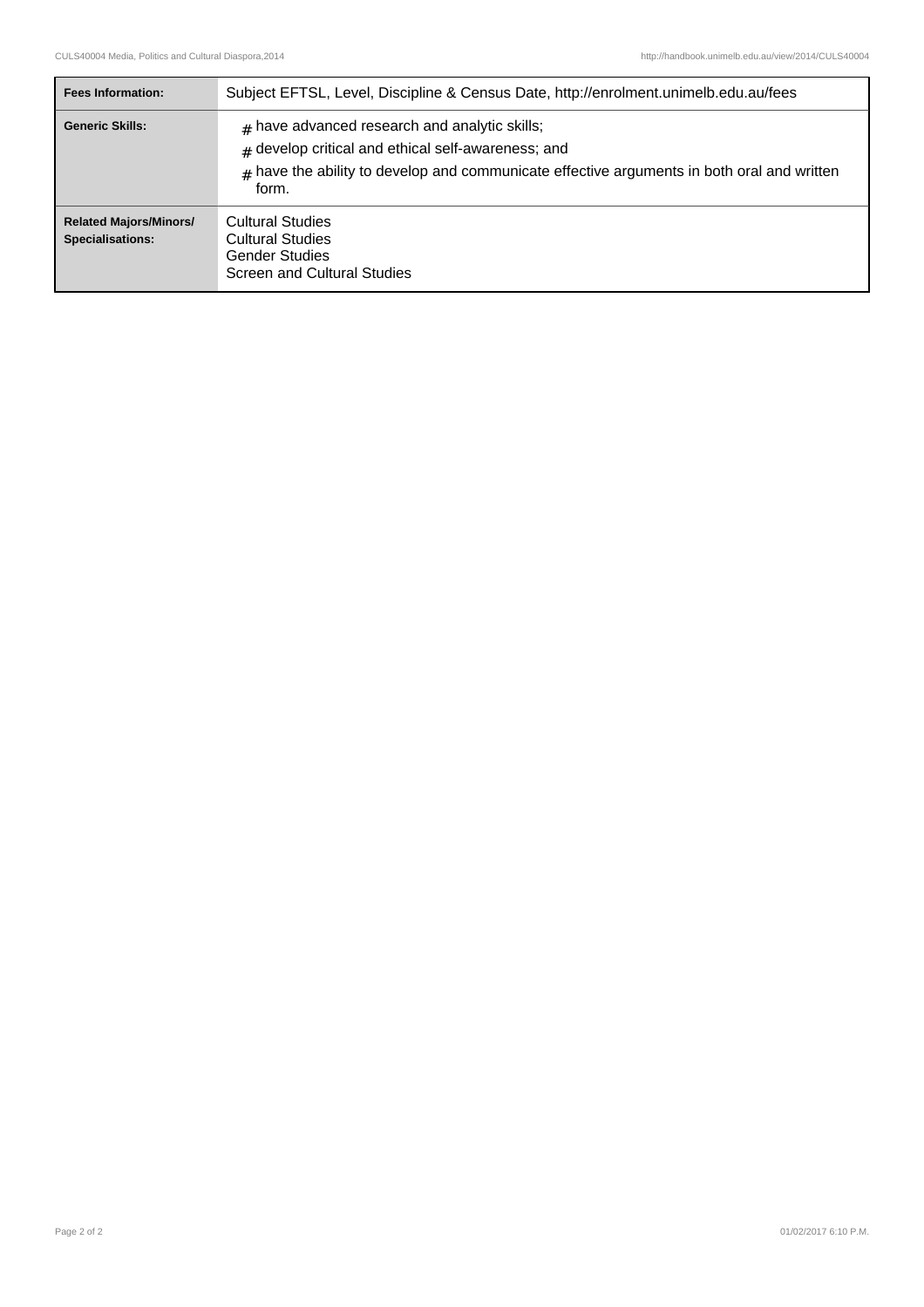| | |
|---|---|
| **Fees Information:** | Subject EFTSL, Level, Discipline & Census Date, http://enrolment.unimelb.edu.au/fees |
| **Generic Skills:** | # have advanced research and analytic skills;<br># develop critical and ethical self-awareness; and<br># have the ability to develop and communicate effective arguments in both oral and written form. |
| **Related Majors/Minors/ Specialisations:** | Cultural Studies<br>Cultural Studies<br>Gender Studies<br>Screen and Cultural Studies |